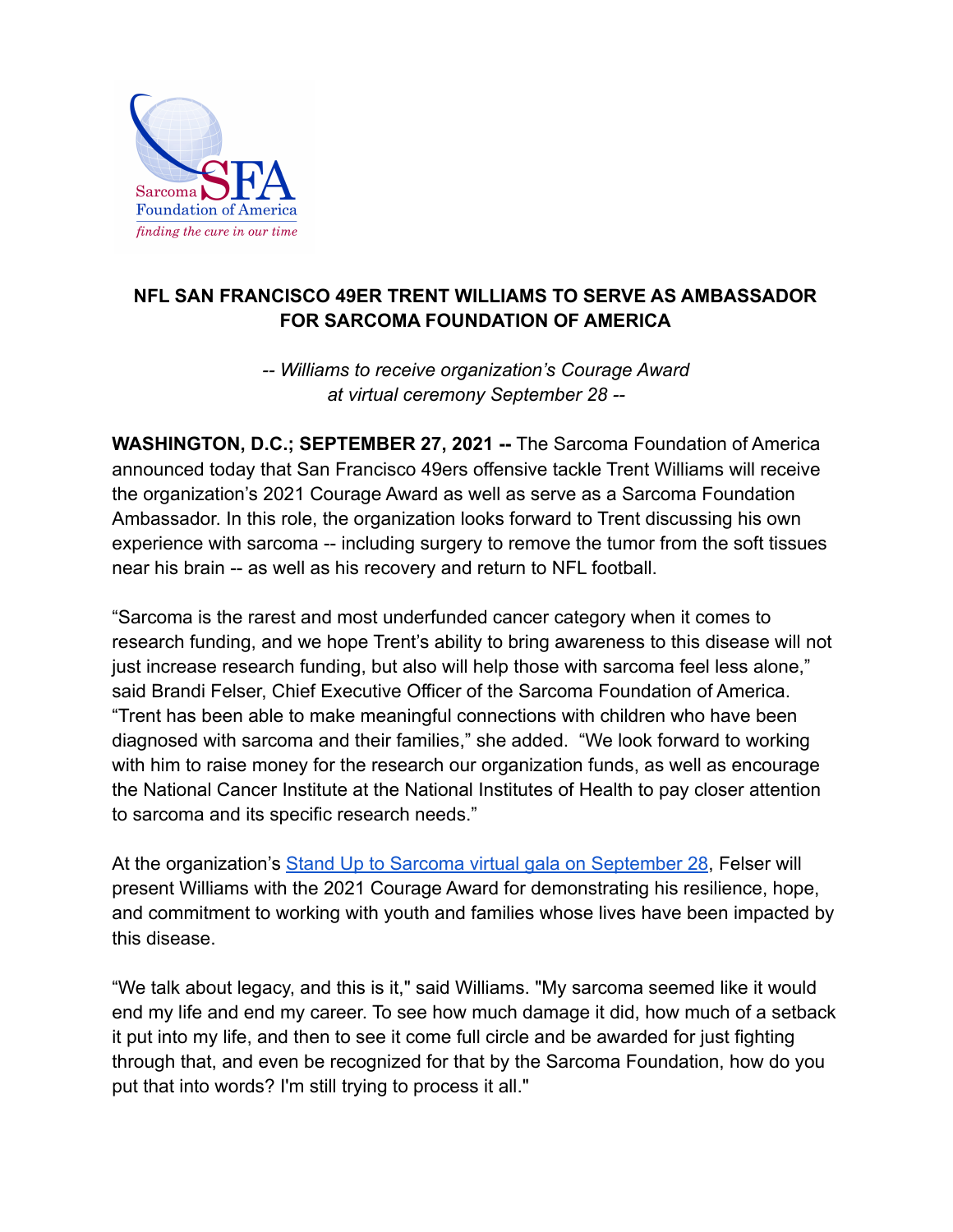Sarcoma Foundation of America

*finding the cure in our time*

**NFL SAN FRANCISCO 49ER TRENT WILLIAMS TO SERVE AS AMBASSADOR FOR SARCOMA FOUNDATION OF AMERICA**

*-- Williams to receive organization's Courage Award at virtual ceremony September 28 --*

**WASHINGTON, D.C.; SEPTEMBER 27, 2021 --** The Sarcoma Foundation of America announced today that San Francisco 49ers offensive tackle Trent Williams will receive the organization's 2021 Courage Award as well as serve as a Sarcoma Foundation Ambassador. In this role, the organization looks forward to Trent discussing his own experience with sarcoma -- including surgery to remove the tumor from the soft tissues near his brain -- as well as his recovery and return to NFL football.

"Sarcoma is the rarest and most underfunded cancer category when it comes to research funding, and we hope Trent's ability to bring awareness to this disease will not just increase research funding, but also will help those with sarcoma feel less alone," said Brandi Felser, Chief Executive Officer of the Sarcoma Foundation of America. "Trent has been able to make meaningful connections with children who have been diagnosed with sarcoma and their families," she added. "We look forward to working with him to raise money for the research our organization funds, as well as encourage the National Cancer Institute at the National Institutes of Health to pay closer attention to sarcoma and its specific research needs."

At the organization's Stand Up to Sarcoma virtual gala on September 28, Felser will present Williams with the 2021 Courage Award for demonstrating his resilience, hope, and commitment to working with youth and families whose lives have been impacted by this disease.

"We talk about legacy, and this is it," said Williams. "My sarcoma seemed like it would end my life and end my career. To see how much damage it did, how much of a setback it put into my life, and then to see it come full circle and be awarded for just fighting through that, and even be recognized for that by the Sarcoma Foundation, how do you put that into words? I'm still trying to process it all."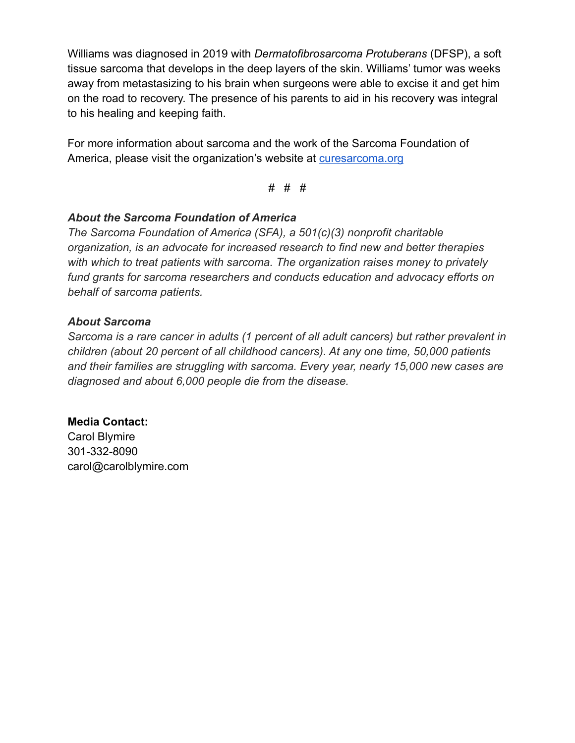Williams was diagnosed in 2019 with *Dermatofibrosarcoma Protuberans* (DFSP), a soft tissue sarcoma that develops in the deep layers of the skin. Williams' tumor was weeks away from metastasizing to his brain when surgeons were able to excise it and get him on the road to recovery. The presence of his parents to aid in his recovery was integral to his healing and keeping faith.

For more information about sarcoma and the work of the Sarcoma Foundation of America, please visit the organization's website at [curesarcoma.org](https://curesarcoma.org)

# # #

***About the Sarcoma Foundation of America***
*The Sarcoma Foundation of America (SFA), a 501(c)(3) nonprofit charitable organization, is an advocate for increased research to find new and better therapies with which to treat patients with sarcoma. The organization raises money to privately fund grants for sarcoma researchers and conducts education and advocacy efforts on behalf of sarcoma patients.*

***About Sarcoma***
*Sarcoma is a rare cancer in adults (1 percent of all adult cancers) but rather prevalent in children (about 20 percent of all childhood cancers). At any one time, 50,000 patients and their families are struggling with sarcoma. Every year, nearly 15,000 new cases are diagnosed and about 6,000 people die from the disease.*

**Media Contact:**
Carol Blymire
301-332-8090
carol@carolblymire.com